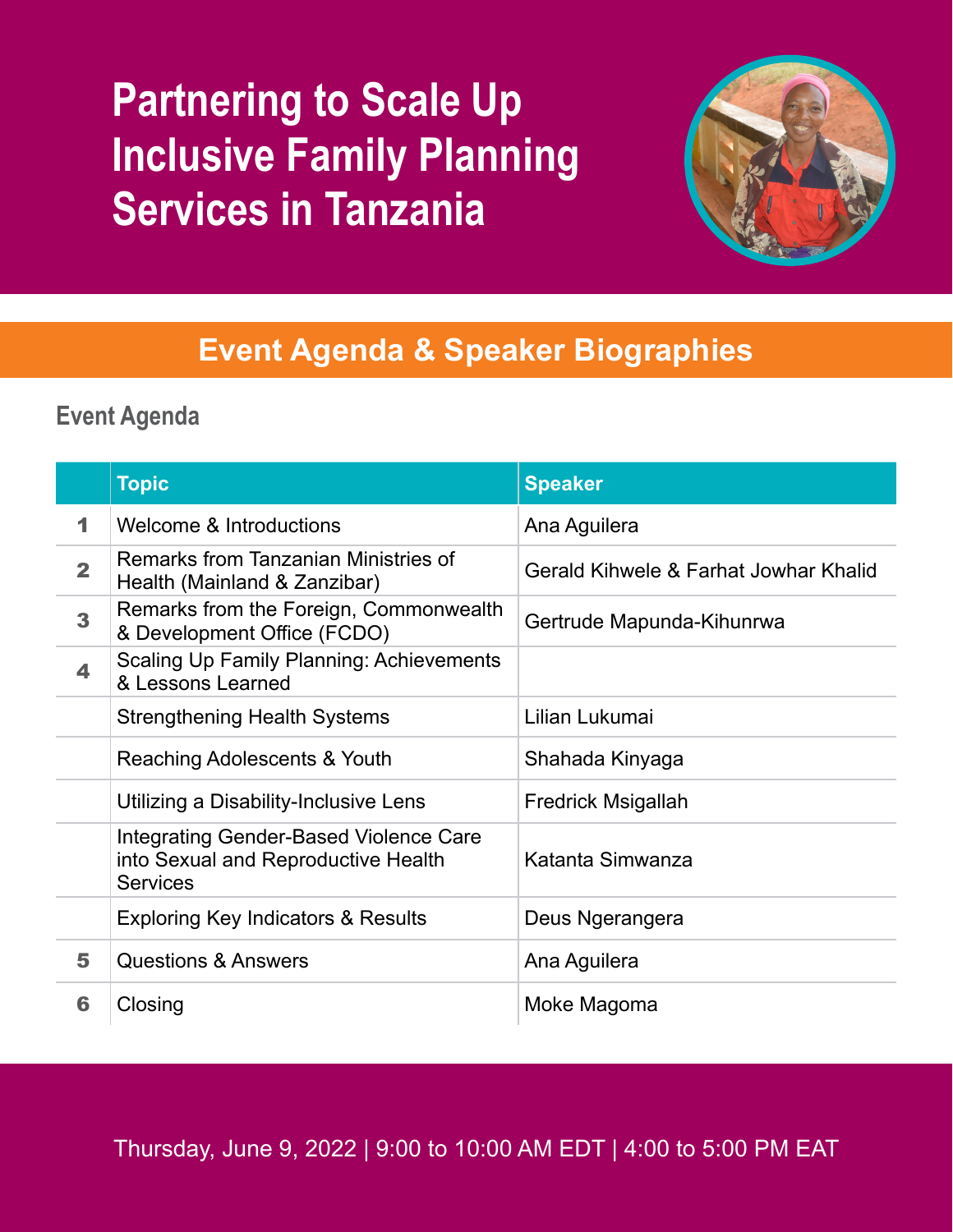# Partnering to Scale Up Inclusive Family Planning Services in Tanzania

## Event Agenda & Speaker Biographies

### Event Agenda

| | Topic | Speaker |
|---|---|---|
| 1 | Welcome & Introductions | Ana Aguilera |
| 2 | Remarks from Tanzanian Ministries of Health (Mainland & Zanzibar) | Gerald Kihwele & Farhat Jowhar Khalid |
| 3 | Remarks from the Foreign, Commonwealth & Development Office (FCDO) | Gertrude Mapunda-Kihunrwa |
| 4 | Scaling Up Family Planning: Achievements & Lessons Learned | |
| | Strengthening Health Systems | Lilian Lukumai |
| | Reaching Adolescents & Youth | Shahada Kinyaga |
| | Utilizing a Disability-Inclusive Lens | Fredrick Msigallah |
| | Integrating Gender-Based Violence Care into Sexual and Reproductive Health Services | Katanta Simwanza |
| | Exploring Key Indicators & Results | Deus Ngerangera |
| 5 | Questions & Answers | Ana Aguilera |
| 6 | Closing | Moke Magoma |

Thursday, June 9, 2022 | 9:00 to 10:00 AM EDT | 4:00 to 5:00 PM EAT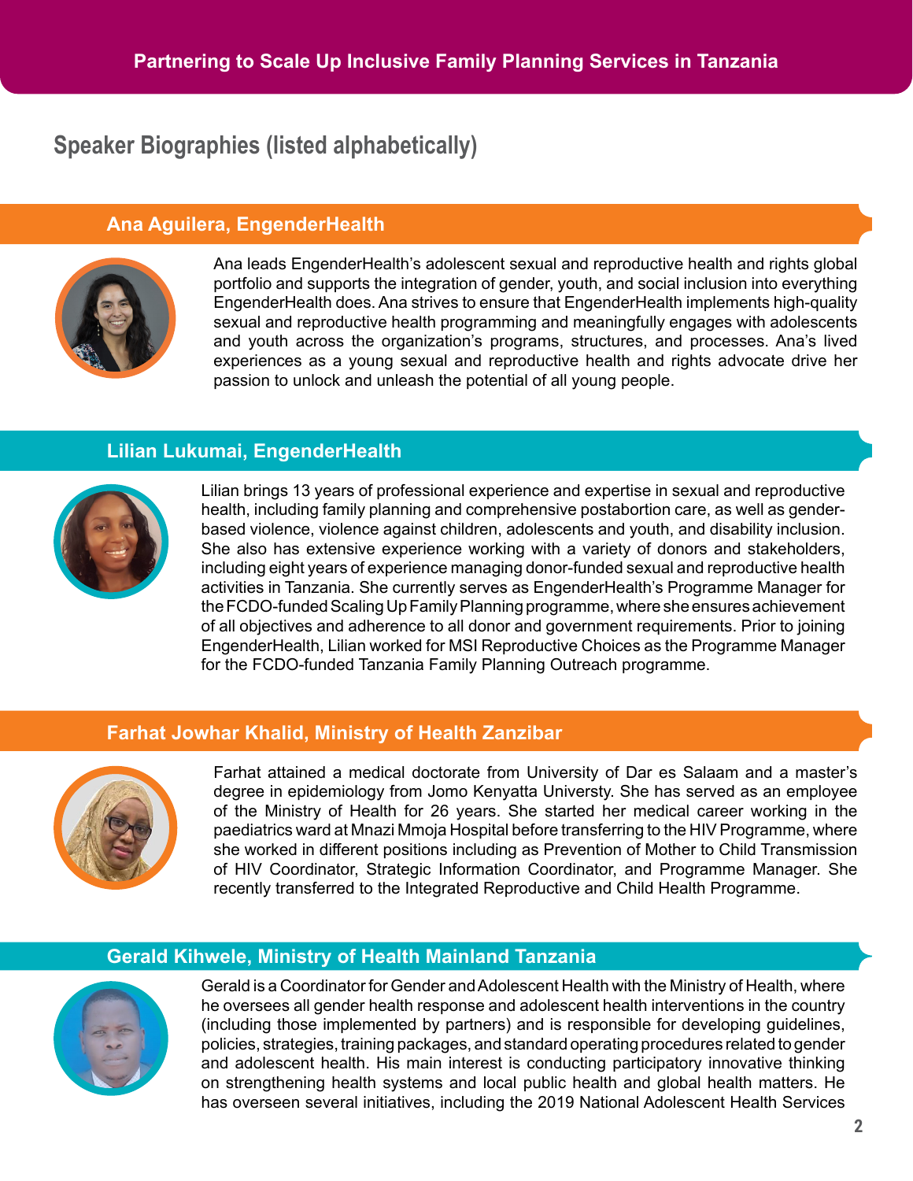## Speaker Biographies (listed alphabetically)

### Ana Aguilera, EngenderHealth

Ana leads EngenderHealth's adolescent sexual and reproductive health and rights global portfolio and supports the integration of gender, youth, and social inclusion into everything EngenderHealth does. Ana strives to ensure that EngenderHealth implements high-quality sexual and reproductive health programming and meaningfully engages with adolescents and youth across the organization's programs, structures, and processes. Ana's lived experiences as a young sexual and reproductive health and rights advocate drive her passion to unlock and unleash the potential of all young people.

### Lilian Lukumai, EngenderHealth

Lilian brings 13 years of professional experience and expertise in sexual and reproductive health, including family planning and comprehensive postabortion care, as well as gender-based violence, violence against children, adolescents and youth, and disability inclusion. She also has extensive experience working with a variety of donors and stakeholders, including eight years of experience managing donor-funded sexual and reproductive health activities in Tanzania. She currently serves as EngenderHealth's Programme Manager for the FCDO-funded Scaling Up Family Planning programme, where she ensures achievement of all objectives and adherence to all donor and government requirements. Prior to joining EngenderHealth, Lilian worked for MSI Reproductive Choices as the Programme Manager for the FCDO-funded Tanzania Family Planning Outreach programme.

### Farhat Jowhar Khalid, Ministry of Health Zanzibar

Farhat attained a medical doctorate from University of Dar es Salaam and a master's degree in epidemiology from Jomo Kenyatta Universty. She has served as an employee of the Ministry of Health for 26 years. She started her medical career working in the paediatrics ward at Mnazi Mmoja Hospital before transferring to the HIV Programme, where she worked in different positions including as Prevention of Mother to Child Transmission of HIV Coordinator, Strategic Information Coordinator, and Programme Manager. She recently transferred to the Integrated Reproductive and Child Health Programme.

### Gerald Kihwele, Ministry of Health Mainland Tanzania

Gerald is a Coordinator for Gender and Adolescent Health with the Ministry of Health, where he oversees all gender health response and adolescent health interventions in the country (including those implemented by partners) and is responsible for developing guidelines, policies, strategies, training packages, and standard operating procedures related to gender and adolescent health. His main interest is conducting participatory innovative thinking on strengthening health systems and local public health and global health matters. He has overseen several initiatives, including the 2019 National Adolescent Health Services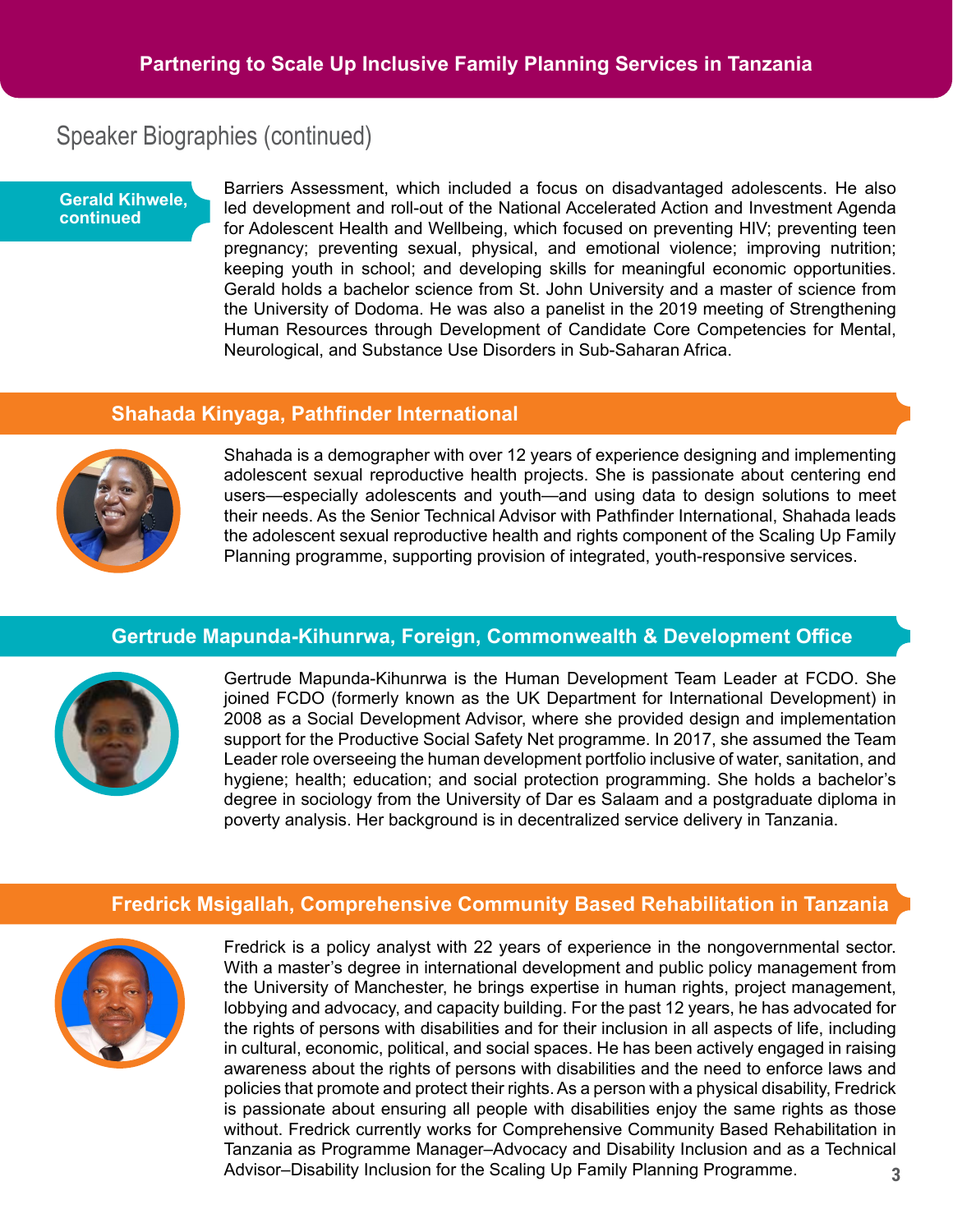## Speaker Biographies (continued)

**Gerald Kihwele, continued**

Barriers Assessment, which included a focus on disadvantaged adolescents. He also led development and roll-out of the National Accelerated Action and Investment Agenda for Adolescent Health and Wellbeing, which focused on preventing HIV; preventing teen pregnancy; preventing sexual, physical, and emotional violence; improving nutrition; keeping youth in school; and developing skills for meaningful economic opportunities. Gerald holds a bachelor science from St. John University and a master of science from the University of Dodoma. He was also a panelist in the 2019 meeting of Strengthening Human Resources through Development of Candidate Core Competencies for Mental, Neurological, and Substance Use Disorders in Sub-Saharan Africa.

### Shahada Kinyaga, Pathfinder International

Shahada is a demographer with over 12 years of experience designing and implementing adolescent sexual reproductive health projects. She is passionate about centering end users—especially adolescents and youth—and using data to design solutions to meet their needs. As the Senior Technical Advisor with Pathfinder International, Shahada leads the adolescent sexual reproductive health and rights component of the Scaling Up Family Planning programme, supporting provision of integrated, youth-responsive services.

### Gertrude Mapunda-Kihunrwa, Foreign, Commonwealth & Development Office

Gertrude Mapunda-Kihunrwa is the Human Development Team Leader at FCDO. She joined FCDO (formerly known as the UK Department for International Development) in 2008 as a Social Development Advisor, where she provided design and implementation support for the Productive Social Safety Net programme. In 2017, she assumed the Team Leader role overseeing the human development portfolio inclusive of water, sanitation, and hygiene; health; education; and social protection programming. She holds a bachelor's degree in sociology from the University of Dar es Salaam and a postgraduate diploma in poverty analysis. Her background is in decentralized service delivery in Tanzania.

### Fredrick Msigallah, Comprehensive Community Based Rehabilitation in Tanzania

Fredrick is a policy analyst with 22 years of experience in the nongovernmental sector. With a master's degree in international development and public policy management from the University of Manchester, he brings expertise in human rights, project management, lobbying and advocacy, and capacity building. For the past 12 years, he has advocated for the rights of persons with disabilities and for their inclusion in all aspects of life, including in cultural, economic, political, and social spaces. He has been actively engaged in raising awareness about the rights of persons with disabilities and the need to enforce laws and policies that promote and protect their rights. As a person with a physical disability, Fredrick is passionate about ensuring all people with disabilities enjoy the same rights as those without. Fredrick currently works for Comprehensive Community Based Rehabilitation in Tanzania as Programme Manager–Advocacy and Disability Inclusion and as a Technical Advisor–Disability Inclusion for the Scaling Up Family Planning Programme.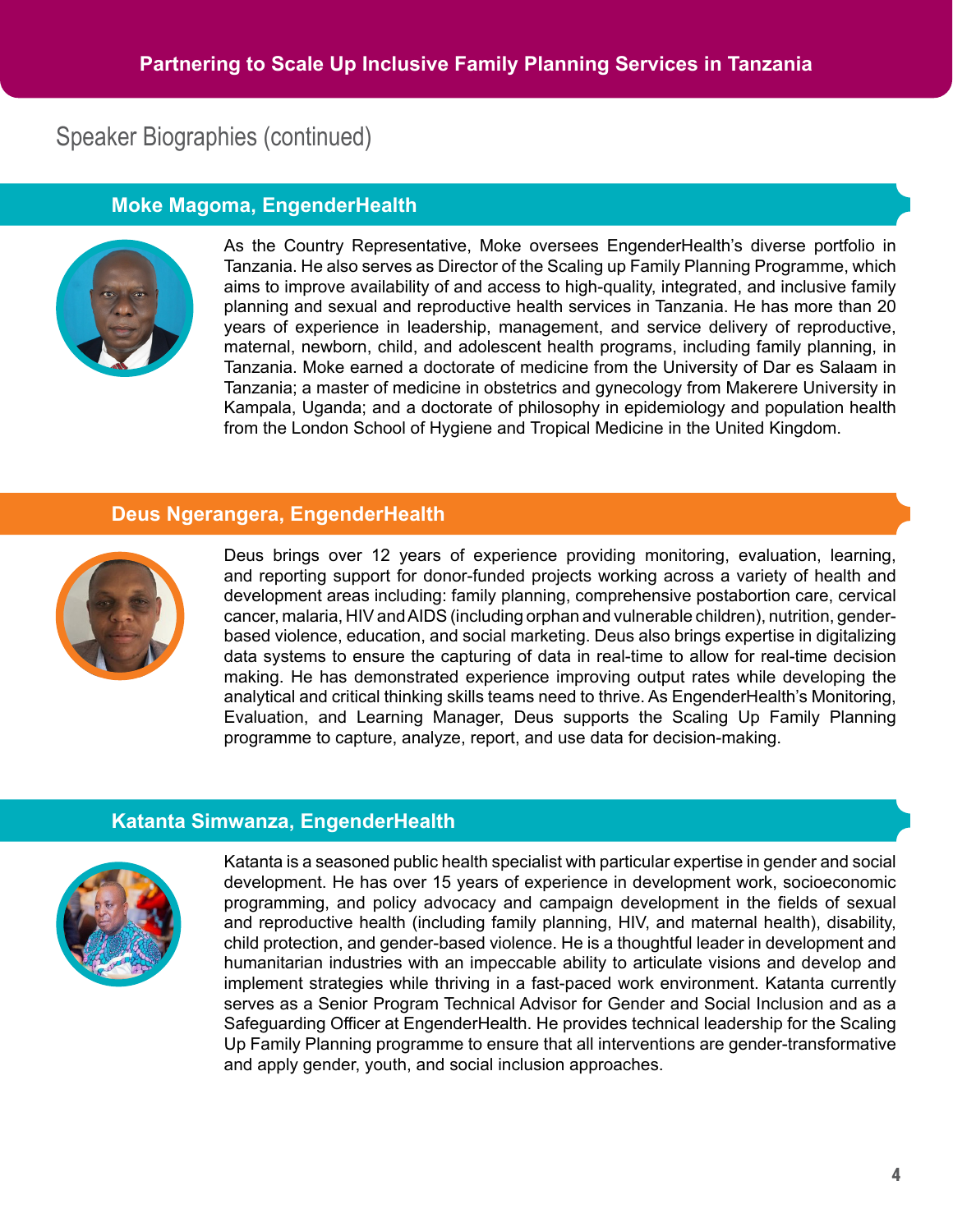## Speaker Biographies (continued)

### Moke Magoma, EngenderHealth

As the Country Representative, Moke oversees EngenderHealth's diverse portfolio in Tanzania. He also serves as Director of the Scaling up Family Planning Programme, which aims to improve availability of and access to high-quality, integrated, and inclusive family planning and sexual and reproductive health services in Tanzania. He has more than 20 years of experience in leadership, management, and service delivery of reproductive, maternal, newborn, child, and adolescent health programs, including family planning, in Tanzania. Moke earned a doctorate of medicine from the University of Dar es Salaam in Tanzania; a master of medicine in obstetrics and gynecology from Makerere University in Kampala, Uganda; and a doctorate of philosophy in epidemiology and population health from the London School of Hygiene and Tropical Medicine in the United Kingdom.

### Deus Ngerangera, EngenderHealth

Deus brings over 12 years of experience providing monitoring, evaluation, learning, and reporting support for donor-funded projects working across a variety of health and development areas including: family planning, comprehensive postabortion care, cervical cancer, malaria, HIV and AIDS (including orphan and vulnerable children), nutrition, gender-based violence, education, and social marketing. Deus also brings expertise in digitalizing data systems to ensure the capturing of data in real-time to allow for real-time decision making. He has demonstrated experience improving output rates while developing the analytical and critical thinking skills teams need to thrive. As EngenderHealth's Monitoring, Evaluation, and Learning Manager, Deus supports the Scaling Up Family Planning programme to capture, analyze, report, and use data for decision-making.

### Katanta Simwanza, EngenderHealth

Katanta is a seasoned public health specialist with particular expertise in gender and social development. He has over 15 years of experience in development work, socioeconomic programming, and policy advocacy and campaign development in the fields of sexual and reproductive health (including family planning, HIV, and maternal health), disability, child protection, and gender-based violence. He is a thoughtful leader in development and humanitarian industries with an impeccable ability to articulate visions and develop and implement strategies while thriving in a fast-paced work environment. Katanta currently serves as a Senior Program Technical Advisor for Gender and Social Inclusion and as a Safeguarding Officer at EngenderHealth. He provides technical leadership for the Scaling Up Family Planning programme to ensure that all interventions are gender-transformative and apply gender, youth, and social inclusion approaches.